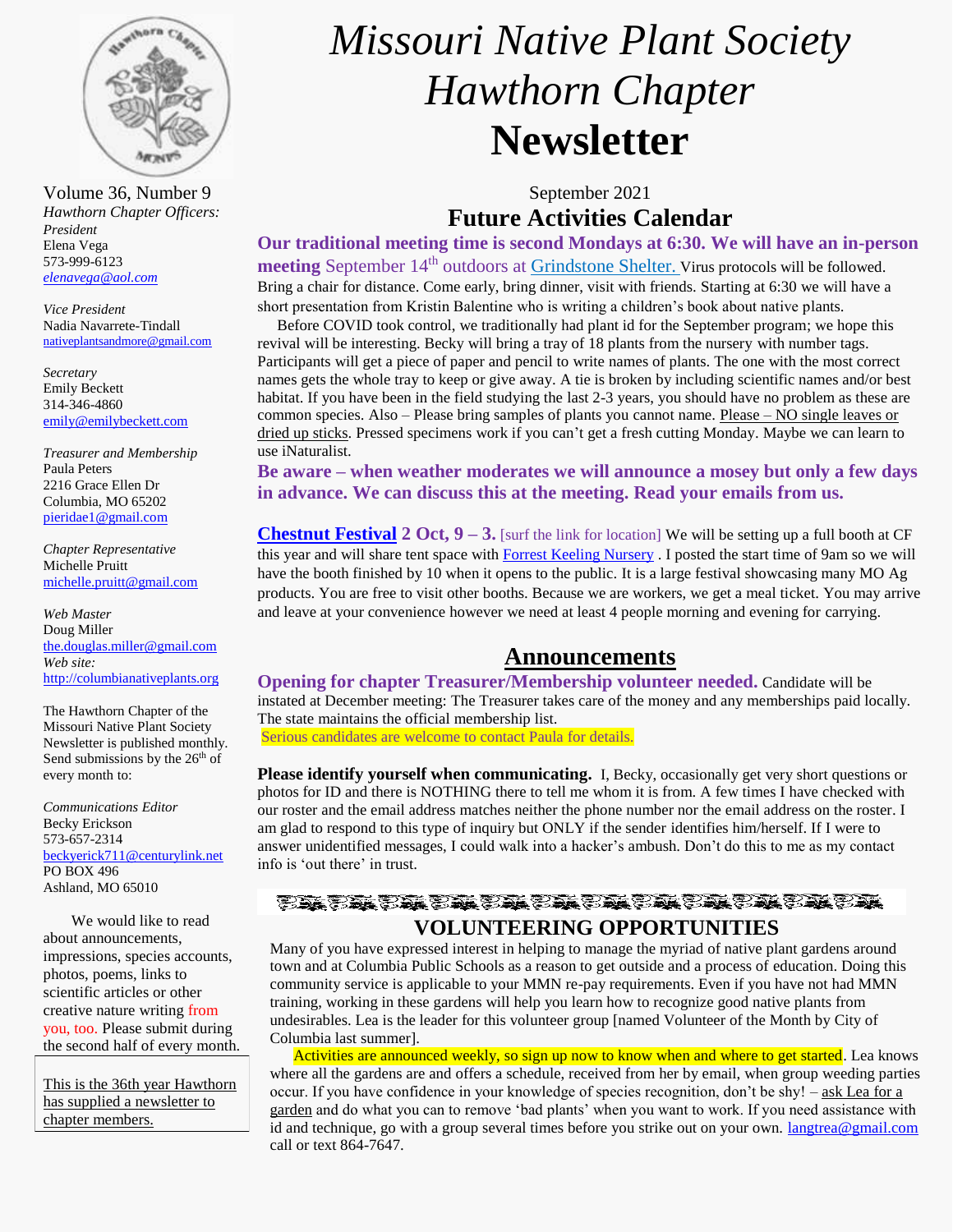# Missouri Native Plant Society
# Hawthorn Chapter
# Newsletter

Volume 36, Number 9

September 2021

*Hawthorn Chapter Officers:*

*President*
Elena Vega
573-999-6123
*elenavega@aol.com*

*Vice President*
Nadia Navarrete-Tindall
nativeplantsandmore@gmail.com

*Secretary*
Emily Beckett
314-346-4860
emily@emilybeckett.com

*Treasurer and Membership*
Paula Peters
2216 Grace Ellen Dr
Columbia, MO 65202
pieridae1@gmail.com

*Chapter Representative*
Michelle Pruitt
michelle.pruitt@gmail.com

*Web Master*
Doug Miller
the.douglas.miller@gmail.com
*Web site:*
http://columbianativeplants.org

The Hawthorn Chapter of the Missouri Native Plant Society Newsletter is published monthly. Send submissions by the 26th of every month to:

*Communications Editor*
Becky Erickson
573-657-2314
beckyerick711@centurylink.net
PO BOX 496
Ashland, MO 65010

We would like to read about announcements, impressions, species accounts, photos, poems, links to scientific articles or other creative nature writing from you, too. Please submit during the second half of every month.

This is the 36th year Hawthorn has supplied a newsletter to chapter members.

## Future Activities Calendar

**Our traditional meeting time is second Mondays at 6:30. We will have an in-person meeting** September 14th outdoors at Grindstone Shelter. Virus protocols will be followed. Bring a chair for distance. Come early, bring dinner, visit with friends. Starting at 6:30 we will have a short presentation from Kristin Balentine who is writing a children's book about native plants.

Before COVID took control, we traditionally had plant id for the September program; we hope this revival will be interesting. Becky will bring a tray of 18 plants from the nursery with number tags. Participants will get a piece of paper and pencil to write names of plants. The one with the most correct names gets the whole tray to keep or give away. A tie is broken by including scientific names and/or best habitat. If you have been in the field studying the last 2-3 years, you should have no problem as these are common species. Also – Please bring samples of plants you cannot name. Please – NO single leaves or dried up sticks. Pressed specimens work if you can't get a fresh cutting Monday. Maybe we can learn to use iNaturalist.

**Be aware – when weather moderates we will announce a mosey but only a few days in advance. We can discuss this at the meeting. Read your emails from us.**

**Chestnut Festival 2 Oct, 9 – 3.** [surf the link for location] We will be setting up a full booth at CF this year and will share tent space with Forrest Keeling Nursery . I posted the start time of 9am so we will have the booth finished by 10 when it opens to the public. It is a large festival showcasing many MO Ag products. You are free to visit other booths. Because we are workers, we get a meal ticket. You may arrive and leave at your convenience however we need at least 4 people morning and evening for carrying.

## Announcements

**Opening for chapter Treasurer/Membership volunteer needed.** Candidate will be instated at December meeting: The Treasurer takes care of the money and any memberships paid locally. The state maintains the official membership list.

Serious candidates are welcome to contact Paula for details.

**Please identify yourself when communicating.** I, Becky, occasionally get very short questions or photos for ID and there is NOTHING there to tell me whom it is from. A few times I have checked with our roster and the email address matches neither the phone number nor the email address on the roster. I am glad to respond to this type of inquiry but ONLY if the sender identifies him/herself. If I were to answer unidentified messages, I could walk into a hacker's ambush. Don't do this to me as my contact info is 'out there' in trust.

## VOLUNTEERING OPPORTUNITIES

Many of you have expressed interest in helping to manage the myriad of native plant gardens around town and at Columbia Public Schools as a reason to get outside and a process of education. Doing this community service is applicable to your MMN re-pay requirements. Even if you have not had MMN training, working in these gardens will help you learn how to recognize good native plants from undesirables. Lea is the leader for this volunteer group [named Volunteer of the Month by City of Columbia last summer].

Activities are announced weekly, so sign up now to know when and where to get started. Lea knows where all the gardens are and offers a schedule, received from her by email, when group weeding parties occur. If you have confidence in your knowledge of species recognition, don't be shy! – ask Lea for a garden and do what you can to remove 'bad plants' when you want to work. If you need assistance with id and technique, go with a group several times before you strike out on your own. langtrea@gmail.com call or text 864-7647.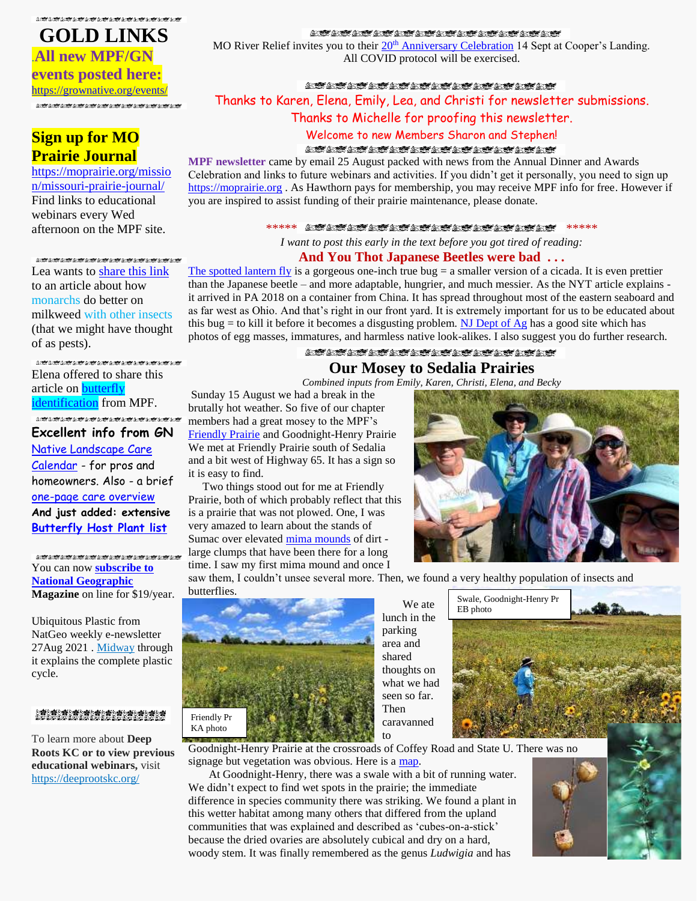# GOLD LINKS

**All new MPF/GN events posted here:**
https://grownative.org/events/

## Sign up for MO Prairie Journal

https://moprairie.org/mission/missouri-prairie-journal/
Find links to educational webinars every Wed afternoon on the MPF site.

Lea wants to share this link to an article about how monarchs do better on milkweed with other insects (that we might have thought of as pests).

Elena offered to share this article on butterfly identification from MPF.

**Excellent info from GN**
Native Landscape Care Calendar - for pros and homeowners. Also - a brief one-page care overview
**And just added: extensive Butterfly Host Plant list**

You can now **subscribe to National Geographic Magazine** on line for $19/year.

Ubiquitous Plastic from NatGeo weekly e-newsletter 27Aug 2021 . Midway through it explains the complete plastic cycle.

To learn more about **Deep Roots KC or to view previous educational webinars,** visit https://deeprootskc.org/

---

MO River Relief invites you to their 20th Anniversary Celebration 14 Sept at Cooper's Landing. All COVID protocol will be exercised.

Thanks to Karen, Elena, Emily, Lea, and Christi for newsletter submissions.
Thanks to Michelle for proofing this newsletter.
Welcome to new Members Sharon and Stephen!

**MPF newsletter** came by email 25 August packed with news from the Annual Dinner and Awards Celebration and links to future webinars and activities. If you didn't get it personally, you need to sign up https://moprairie.org . As Hawthorn pays for membership, you may receive MPF info for free. However if you are inspired to assist funding of their prairie maintenance, please donate.

\*\*\*\*\* \*\*\*\*\*

*I want to post this early in the text before you got tired of reading:*

## And You Thot Japanese Beetles were bad . . .

The spotted lantern fly is a gorgeous one-inch true bug = a smaller version of a cicada. It is even prettier than the Japanese beetle – and more adaptable, hungrier, and much messier. As the NYT article explains - it arrived in PA 2018 on a container from China. It has spread throughout most of the eastern seaboard and as far west as Ohio. And that's right in our front yard. It is extremely important for us to be educated about this bug = to kill it before it becomes a disgusting problem. NJ Dept of Ag has a good site which has photos of egg masses, immatures, and harmless native look-alikes. I also suggest you do further research.

## Our Mosey to Sedalia Prairies

*Combined inputs from Emily, Karen, Christi, Elena, and Becky*

Sunday 15 August we had a break in the brutally hot weather. So five of our chapter members had a great mosey to the MPF's Friendly Prairie and Goodnight-Henry Prairie We met at Friendly Prairie south of Sedalia and a bit west of Highway 65. It has a sign so it is easy to find.

Two things stood out for me at Friendly Prairie, both of which probably reflect that this is a prairie that was not plowed. One, I was very amazed to learn about the stands of Sumac over elevated mima mounds of dirt - large clumps that have been there for a long time. I saw my first mima mound and once I saw them, I couldn't unsee several more. Then, we found a very healthy population of insects and butterflies.

Friendly Pr
KA photo

Swale, Goodnight-Henry Pr
EB photo

We ate lunch in the parking area and shared thoughts on what we had seen so far. Then caravanned to Goodnight-Henry Prairie at the crossroads of Coffey Road and State U. There was no signage but vegetation was obvious. Here is a map.

At Goodnight-Henry, there was a swale with a bit of running water. We didn't expect to find wet spots in the prairie; the immediate difference in species community there was striking. We found a plant in this wetter habitat among many others that differed from the upland communities that was explained and described as 'cubes-on-a-stick' because the dried ovaries are absolutely cubical and dry on a hard, woody stem. It was finally remembered as the genus *Ludwigia* and has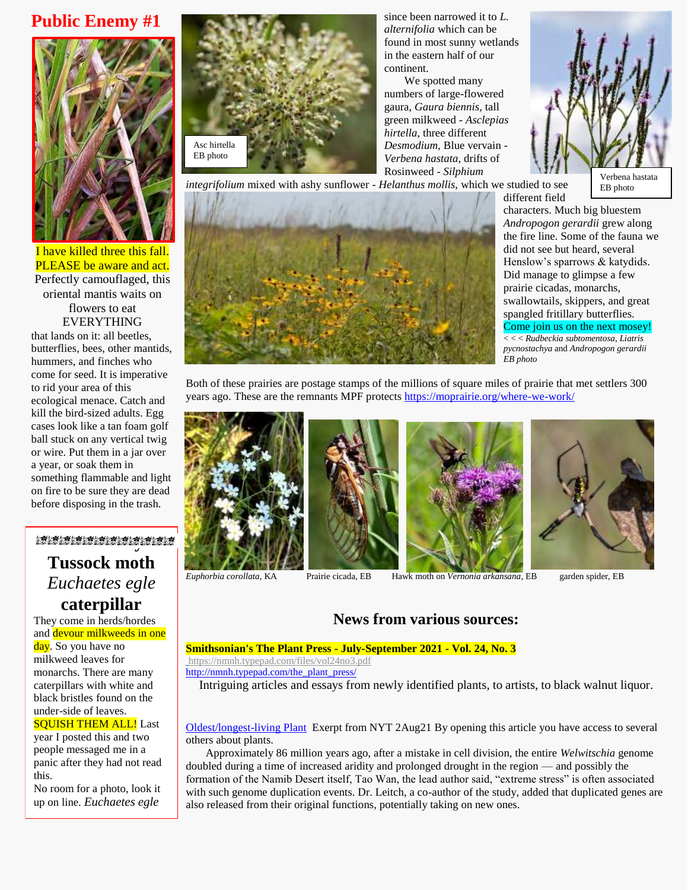# Public Enemy #1

I have killed three this fall. PLEASE be aware and act.

Perfectly camouflaged, this oriental mantis waits on flowers to eat EVERYTHING that lands on it: all beetles, butterflies, bees, other mantids, hummers, and finches who come for seed. It is imperative to rid your area of this ecological menace. Catch and kill the bird-sized adults. Egg cases look like a tan foam golf ball stuck on any vertical twig or wire. Put them in a jar over a year, or soak them in something flammable and light on fire to be sure they are dead before disposing in the trash.

## Tussock moth *Euchaetes egle* caterpillar

They come in herds/hordes and devour milkweeds in one day. So you have no milkweed leaves for monarchs. There are many caterpillars with white and black bristles found on the under-side of leaves. SQUISH THEM ALL! Last year I posted this and two people messaged me in a panic after they had not read this.

No room for a photo, look it up on line. *Euchaetes egle*

---

Asc hirtella EB photo

since been narrowed it to *L. alternifolia* which can be found in most sunny wetlands in the eastern half of our continent.

We spotted many numbers of large-flowered gaura, *Gaura biennis*, tall green milkweed - *Asclepias hirtella*, three different *Desmodium*, Blue vervain - *Verbena hastata*, drifts of Rosinweed - *Silphium integrifolium* mixed with ashy sunflower - *Helanthus mollis*, which we studied to see different field characters. Much big bluestem *Andropogon gerardii* grew along the fire line. Some of the fauna we did not see but heard, several Henslow's sparrows & katydids. Did manage to glimpse a few prairie cicadas, monarchs, swallowtails, skippers, and great spangled fritillary butterflies. Come join us on the next mosey!

Verbena hastata EB photo

*< < < Rudbeckia subtomentosa, Liatris pycnostachya* and *Andropogon gerardii* EB photo

Both of these prairies are postage stamps of the millions of square miles of prairie that met settlers 300 years ago. These are the remnants MPF protects https://moprairie.org/where-we-work/

*Euphorbia corollata*, KA

Prairie cicada, EB

Hawk moth on *Vernonia arkansana*, EB

garden spider, EB

## News from various sources:

**Smithsonian's The Plant Press - July-September 2021 - Vol. 24, No. 3**
https://nmnh.typepad.com/files/vol24no3.pdf
http://nmnh.typepad.com/the_plant_press/

Intriguing articles and essays from newly identified plants, to artists, to black walnut liquor.

Oldest/longest-living Plant  Exerpt from NYT 2Aug21 By opening this article you have access to several others about plants.

Approximately 86 million years ago, after a mistake in cell division, the entire *Welwitschia* genome doubled during a time of increased aridity and prolonged drought in the region — and possibly the formation of the Namib Desert itself, Tao Wan, the lead author said, "extreme stress" is often associated with such genome duplication events. Dr. Leitch, a co-author of the study, added that duplicated genes are also released from their original functions, potentially taking on new ones.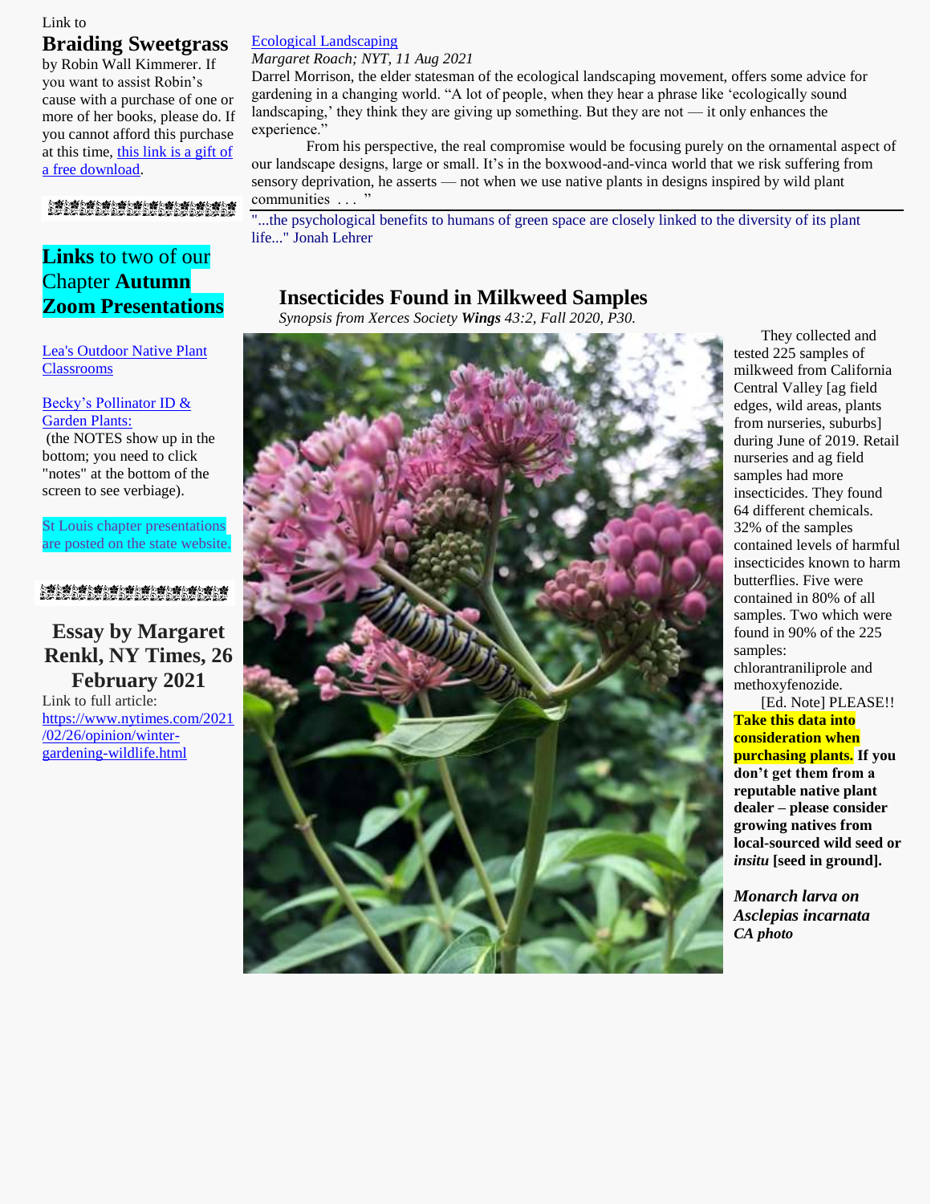Link to

## Braiding Sweetgrass

by Robin Wall Kimmerer. If you want to assist Robin's cause with a purchase of one or more of her books, please do. If you cannot afford this purchase at this time, this link is a gift of a free download.

## **Links** to two of our Chapter **Autumn Zoom Presentations**

Lea's Outdoor Native Plant Classrooms

Becky's Pollinator ID & Garden Plants:
(the NOTES show up in the bottom; you need to click "notes" at the bottom of the screen to see verbiage).

St Louis chapter presentations are posted on the state website.

## Essay by Margaret Renkl, NY Times, 26 February 2021

Link to full article:
https://www.nytimes.com/2021/02/26/opinion/winter-gardening-wildlife.html

Ecological Landscaping

*Margaret Roach; NYT, 11 Aug 2021*

Darrel Morrison, the elder statesman of the ecological landscaping movement, offers some advice for gardening in a changing world. "A lot of people, when they hear a phrase like 'ecologically sound landscaping,' they think they are giving up something. But they are not — it only enhances the experience."

From his perspective, the real compromise would be focusing purely on the ornamental aspect of our landscape designs, large or small. It's in the boxwood-and-vinca world that we risk suffering from sensory deprivation, he asserts — not when we use native plants in designs inspired by wild plant communities . . . "

---

"...the psychological benefits to humans of green space are closely linked to the diversity of its plant life..." Jonah Lehrer

## Insecticides Found in Milkweed Samples

*Synopsis from Xerces Society **Wings** 43:2, Fall 2020, P30.*

They collected and tested 225 samples of milkweed from California Central Valley [ag field edges, wild areas, plants from nurseries, suburbs] during June of 2019. Retail nurseries and ag field samples had more insecticides. They found 64 different chemicals. 32% of the samples contained levels of harmful insecticides known to harm butterflies. Five were contained in 80% of all samples. Two which were found in 90% of the 225 samples: chlorantraniliprole and methoxyfenozide.

[Ed. Note] PLEASE!! **Take this data into consideration when purchasing plants. If you don't get them from a reputable native plant dealer – please consider growing natives from local-sourced wild seed or *insitu* [seed in ground].**

***Monarch larva on Asclepias incarnata CA photo***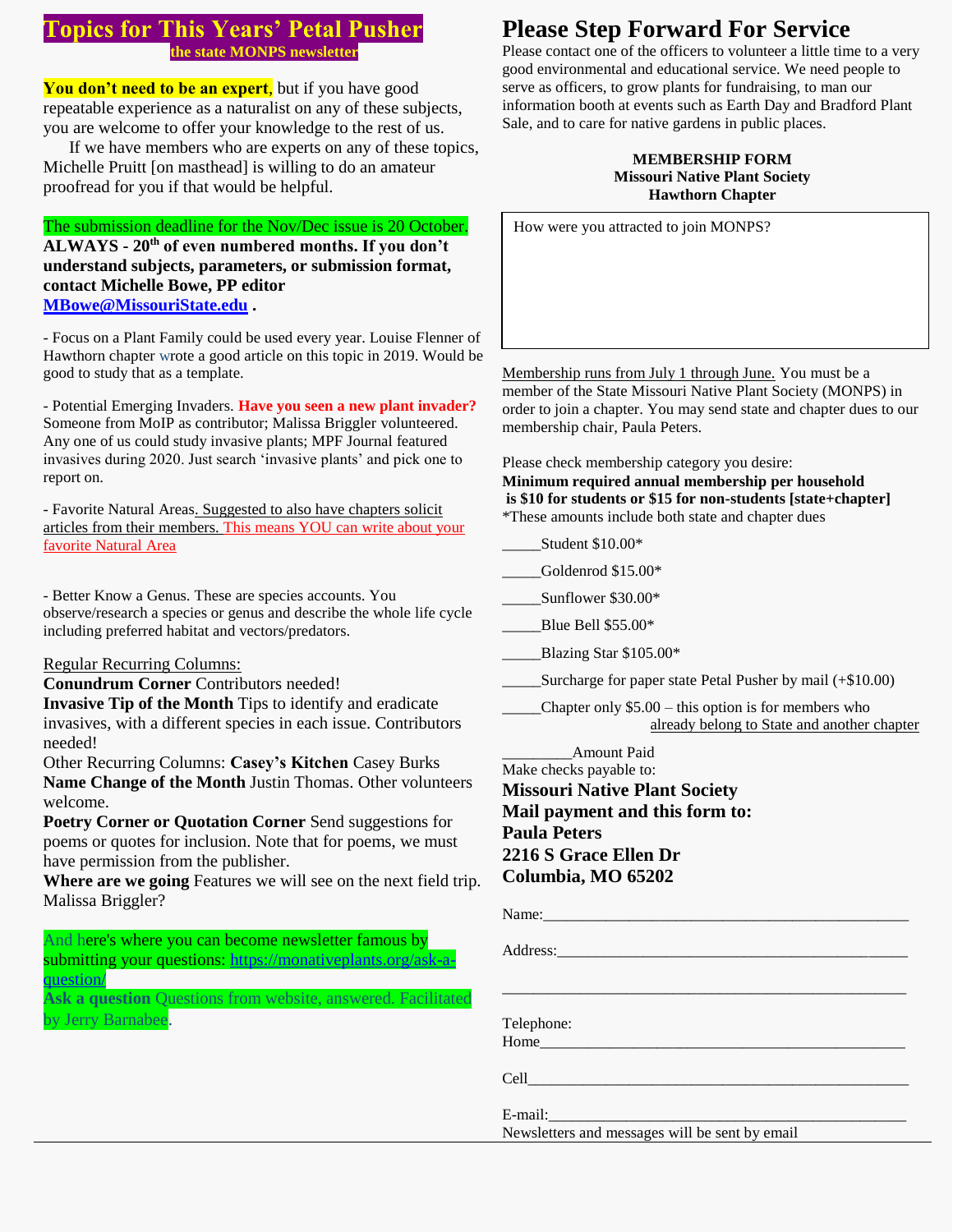# Topics for This Years' Petal Pusher

**the state MONPS newsletter**

**You don't need to be an expert**, but if you have good repeatable experience as a naturalist on any of these subjects, you are welcome to offer your knowledge to the rest of us.

If we have members who are experts on any of these topics, Michelle Pruitt [on masthead] is willing to do an amateur proofread for you if that would be helpful.

The submission deadline for the Nov/Dec issue is 20 October. **ALWAYS - 20th of even numbered months. If you don't understand subjects, parameters, or submission format, contact Michelle Bowe, PP editor MBowe@MissouriState.edu .**

- Focus on a Plant Family could be used every year. Louise Flenner of Hawthorn chapter wrote a good article on this topic in 2019. Would be good to study that as a template.

- Potential Emerging Invaders. **Have you seen a new plant invader?** Someone from MoIP as contributor; Malissa Briggler volunteered. Any one of us could study invasive plants; MPF Journal featured invasives during 2020. Just search 'invasive plants' and pick one to report on.

- Favorite Natural Areas. Suggested to also have chapters solicit articles from their members. This means YOU can write about your favorite Natural Area

- Better Know a Genus. These are species accounts. You observe/research a species or genus and describe the whole life cycle including preferred habitat and vectors/predators.

Regular Recurring Columns:

**Conundrum Corner** Contributors needed!

**Invasive Tip of the Month** Tips to identify and eradicate invasives, with a different species in each issue. Contributors needed!

Other Recurring Columns: **Casey's Kitchen** Casey Burks

**Name Change of the Month** Justin Thomas. Other volunteers welcome.

**Poetry Corner or Quotation Corner** Send suggestions for poems or quotes for inclusion. Note that for poems, we must have permission from the publisher.

**Where are we going** Features we will see on the next field trip. Malissa Briggler?

And here's where you can become newsletter famous by submitting your questions: https://monativeplants.org/ask-a-question/

**Ask a question** Questions from website, answered. Facilitated by Jerry Barnabee.

# Please Step Forward For Service

Please contact one of the officers to volunteer a little time to a very good environmental and educational service. We need people to serve as officers, to grow plants for fundraising, to man our information booth at events such as Earth Day and Bradford Plant Sale, and to care for native gardens in public places.

**MEMBERSHIP FORM**
**Missouri Native Plant Society**
**Hawthorn Chapter**

How were you attracted to join MONPS?

Membership runs from July 1 through June. You must be a member of the State Missouri Native Plant Society (MONPS) in order to join a chapter. You may send state and chapter dues to our membership chair, Paula Peters.

Please check membership category you desire:
**Minimum required annual membership per household is $10 for students or $15 for non-students [state+chapter]**
*These amounts include both state and chapter dues

_____Student $10.00*

_____Goldenrod $15.00*

_____Sunflower $30.00*

_____Blue Bell $55.00*

_____Blazing Star $105.00*

_____Surcharge for paper state Petal Pusher by mail (+$10.00)

_____Chapter only $5.00 – this option is for members who already belong to State and another chapter

_________Amount Paid

Make checks payable to:

**Missouri Native Plant Society**
**Mail payment and this form to:**
**Paula Peters**
**2216 S Grace Ellen Dr**
**Columbia, MO 65202**

Name:_____________________________________________

Address:___________________________________________

__________________________________________________

Telephone:
Home______________________________________________

Cell_______________________________________________

E-mail:____________________________________________
Newsletters and messages will be sent by email